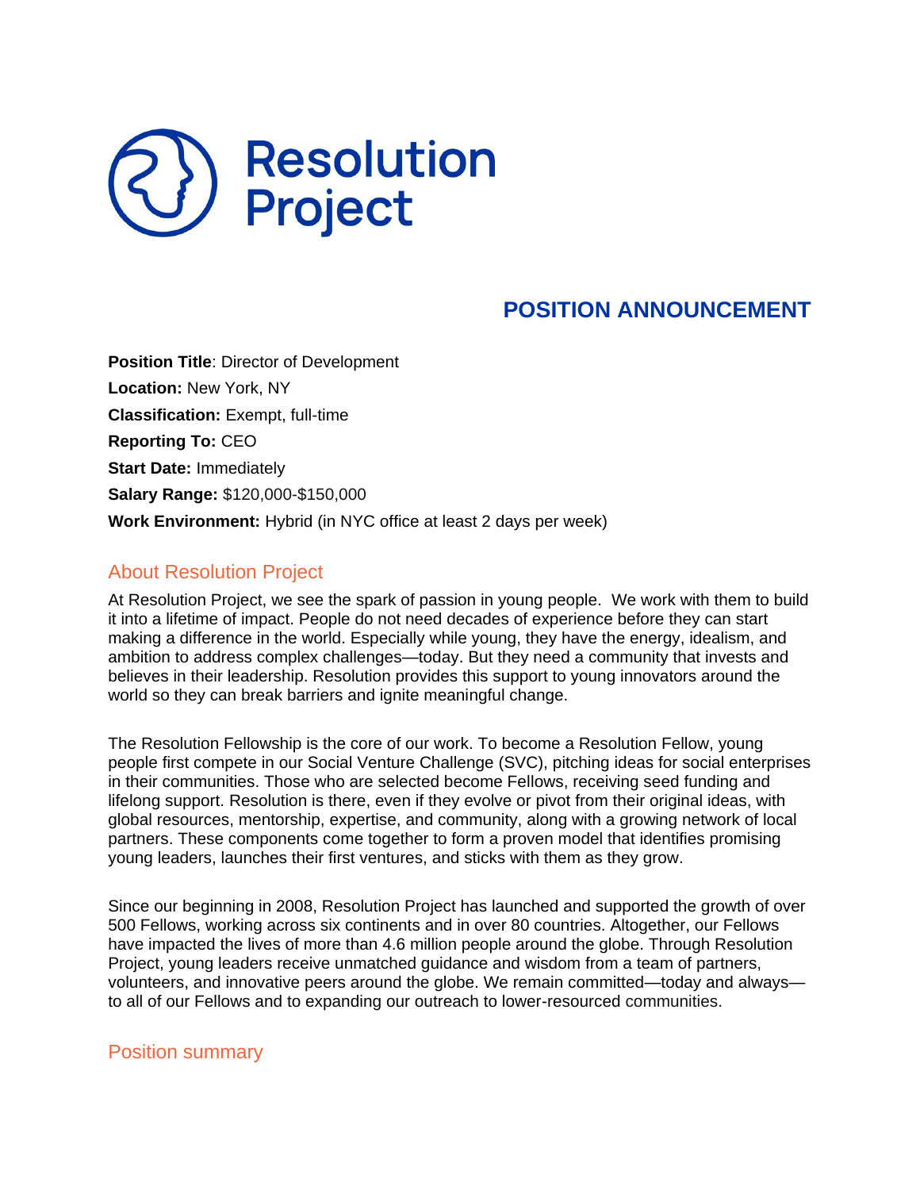Resolution Project

# POSITION ANNOUNCEMENT

**Position Title**: Director of Development
**Location:** New York, NY
**Classification:** Exempt, full-time
**Reporting To:** CEO
**Start Date:** Immediately
**Salary Range:** $120,000-$150,000
**Work Environment:** Hybrid (in NYC office at least 2 days per week)

## About Resolution Project

At Resolution Project, we see the spark of passion in young people. We work with them to build it into a lifetime of impact. People do not need decades of experience before they can start making a difference in the world. Especially while young, they have the energy, idealism, and ambition to address complex challenges—today. But they need a community that invests and believes in their leadership. Resolution provides this support to young innovators around the world so they can break barriers and ignite meaningful change.

The Resolution Fellowship is the core of our work. To become a Resolution Fellow, young people first compete in our Social Venture Challenge (SVC), pitching ideas for social enterprises in their communities. Those who are selected become Fellows, receiving seed funding and lifelong support. Resolution is there, even if they evolve or pivot from their original ideas, with global resources, mentorship, expertise, and community, along with a growing network of local partners. These components come together to form a proven model that identifies promising young leaders, launches their first ventures, and sticks with them as they grow.

Since our beginning in 2008, Resolution Project has launched and supported the growth of over 500 Fellows, working across six continents and in over 80 countries. Altogether, our Fellows have impacted the lives of more than 4.6 million people around the globe. Through Resolution Project, young leaders receive unmatched guidance and wisdom from a team of partners, volunteers, and innovative peers around the globe. We remain committed—today and always—to all of our Fellows and to expanding our outreach to lower-resourced communities.

## Position summary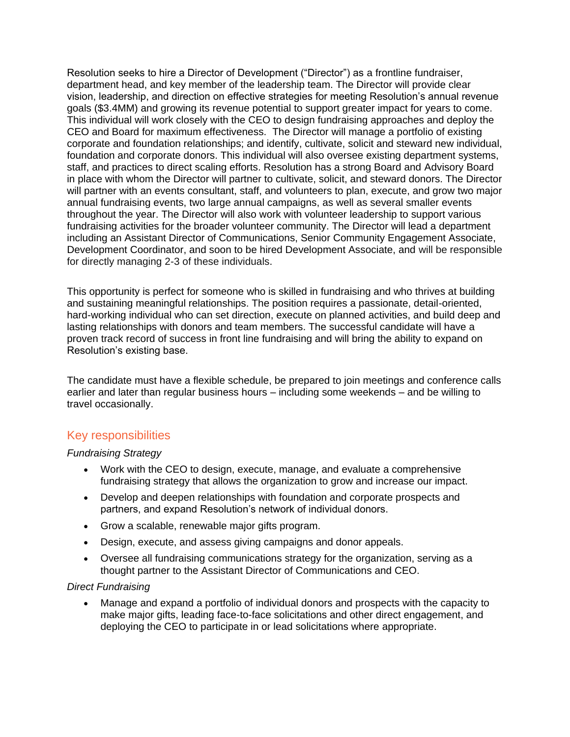Resolution seeks to hire a Director of Development ("Director") as a frontline fundraiser, department head, and key member of the leadership team. The Director will provide clear vision, leadership, and direction on effective strategies for meeting Resolution's annual revenue goals ($3.4MM) and growing its revenue potential to support greater impact for years to come. This individual will work closely with the CEO to design fundraising approaches and deploy the CEO and Board for maximum effectiveness.  The Director will manage a portfolio of existing corporate and foundation relationships; and identify, cultivate, solicit and steward new individual, foundation and corporate donors. This individual will also oversee existing department systems, staff, and practices to direct scaling efforts. Resolution has a strong Board and Advisory Board in place with whom the Director will partner to cultivate, solicit, and steward donors. The Director will partner with an events consultant, staff, and volunteers to plan, execute, and grow two major annual fundraising events, two large annual campaigns, as well as several smaller events throughout the year. The Director will also work with volunteer leadership to support various fundraising activities for the broader volunteer community. The Director will lead a department including an Assistant Director of Communications, Senior Community Engagement Associate, Development Coordinator, and soon to be hired Development Associate, and will be responsible for directly managing 2-3 of these individuals.

This opportunity is perfect for someone who is skilled in fundraising and who thrives at building and sustaining meaningful relationships. The position requires a passionate, detail-oriented, hard-working individual who can set direction, execute on planned activities, and build deep and lasting relationships with donors and team members. The successful candidate will have a proven track record of success in front line fundraising and will bring the ability to expand on Resolution's existing base.

The candidate must have a flexible schedule, be prepared to join meetings and conference calls earlier and later than regular business hours – including some weekends – and be willing to travel occasionally.

## Key responsibilities

*Fundraising Strategy*

- Work with the CEO to design, execute, manage, and evaluate a comprehensive fundraising strategy that allows the organization to grow and increase our impact.
- Develop and deepen relationships with foundation and corporate prospects and partners, and expand Resolution's network of individual donors.
- Grow a scalable, renewable major gifts program.
- Design, execute, and assess giving campaigns and donor appeals.
- Oversee all fundraising communications strategy for the organization, serving as a thought partner to the Assistant Director of Communications and CEO.

*Direct Fundraising*

- Manage and expand a portfolio of individual donors and prospects with the capacity to make major gifts, leading face-to-face solicitations and other direct engagement, and deploying the CEO to participate in or lead solicitations where appropriate.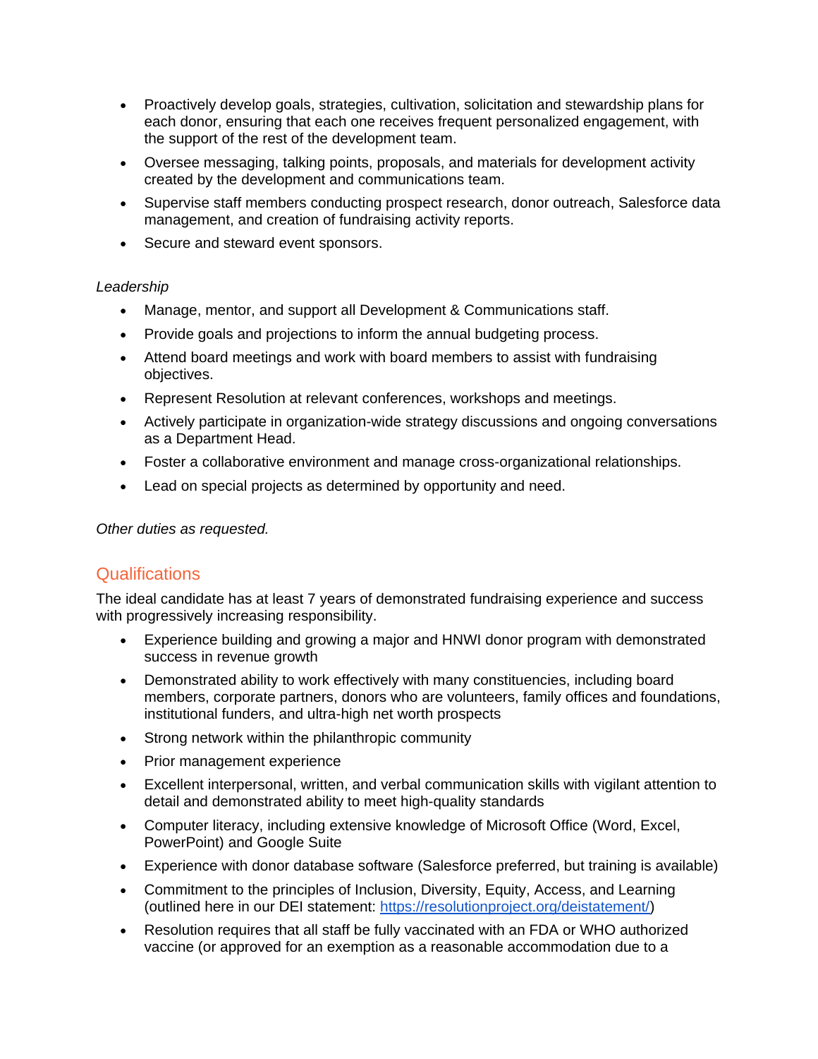- Proactively develop goals, strategies, cultivation, solicitation and stewardship plans for each donor, ensuring that each one receives frequent personalized engagement, with the support of the rest of the development team.
- Oversee messaging, talking points, proposals, and materials for development activity created by the development and communications team.
- Supervise staff members conducting prospect research, donor outreach, Salesforce data management, and creation of fundraising activity reports.
- Secure and steward event sponsors.

*Leadership*

- Manage, mentor, and support all Development & Communications staff.
- Provide goals and projections to inform the annual budgeting process.
- Attend board meetings and work with board members to assist with fundraising objectives.
- Represent Resolution at relevant conferences, workshops and meetings.
- Actively participate in organization-wide strategy discussions and ongoing conversations as a Department Head.
- Foster a collaborative environment and manage cross-organizational relationships.
- Lead on special projects as determined by opportunity and need.

*Other duties as requested.*

## Qualifications

The ideal candidate has at least 7 years of demonstrated fundraising experience and success with progressively increasing responsibility.

- Experience building and growing a major and HNWI donor program with demonstrated success in revenue growth
- Demonstrated ability to work effectively with many constituencies, including board members, corporate partners, donors who are volunteers, family offices and foundations, institutional funders, and ultra-high net worth prospects
- Strong network within the philanthropic community
- Prior management experience
- Excellent interpersonal, written, and verbal communication skills with vigilant attention to detail and demonstrated ability to meet high-quality standards
- Computer literacy, including extensive knowledge of Microsoft Office (Word, Excel, PowerPoint) and Google Suite
- Experience with donor database software (Salesforce preferred, but training is available)
- Commitment to the principles of Inclusion, Diversity, Equity, Access, and Learning (outlined here in our DEI statement: [https://resolutionproject.org/deistatement/](https://resolutionproject.org/deistatement/))
- Resolution requires that all staff be fully vaccinated with an FDA or WHO authorized vaccine (or approved for an exemption as a reasonable accommodation due to a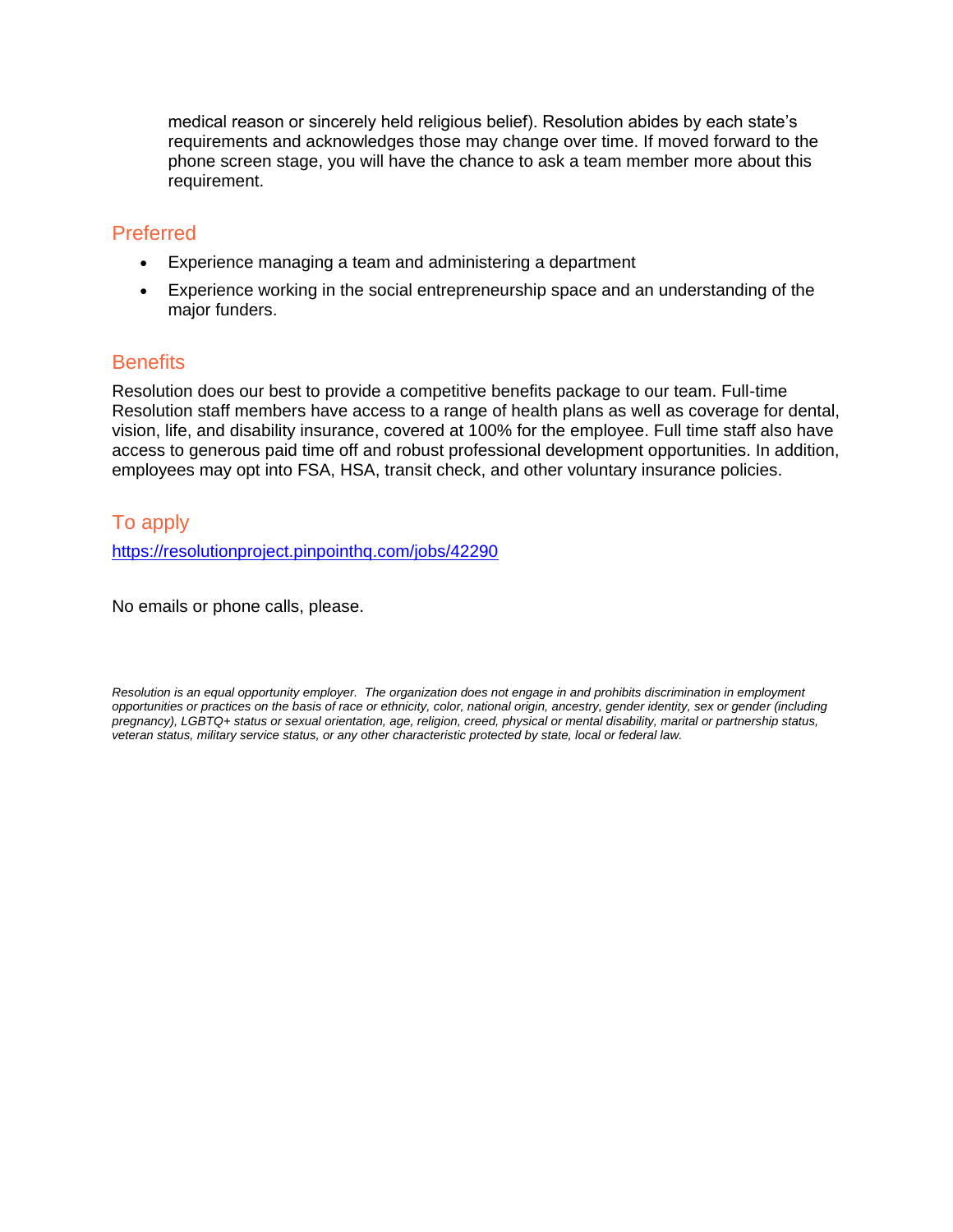medical reason or sincerely held religious belief). Resolution abides by each state's requirements and acknowledges those may change over time. If moved forward to the phone screen stage, you will have the chance to ask a team member more about this requirement.

## Preferred

- Experience managing a team and administering a department
- Experience working in the social entrepreneurship space and an understanding of the major funders.

## Benefits

Resolution does our best to provide a competitive benefits package to our team. Full-time Resolution staff members have access to a range of health plans as well as coverage for dental, vision, life, and disability insurance, covered at 100% for the employee. Full time staff also have access to generous paid time off and robust professional development opportunities. In addition, employees may opt into FSA, HSA, transit check, and other voluntary insurance policies.

## To apply

https://resolutionproject.pinpointhq.com/jobs/42290

No emails or phone calls, please.

*Resolution is an equal opportunity employer. The organization does not engage in and prohibits discrimination in employment opportunities or practices on the basis of race or ethnicity, color, national origin, ancestry, gender identity, sex or gender (including pregnancy), LGBTQ+ status or sexual orientation, age, religion, creed, physical or mental disability, marital or partnership status, veteran status, military service status, or any other characteristic protected by state, local or federal law.*